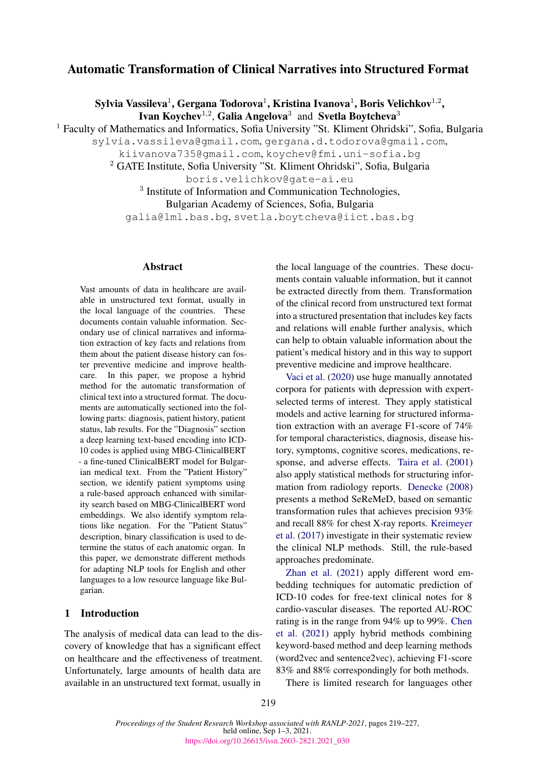# Automatic Transformation of Clinical Narratives into Structured Format

**Sylvia Vassileva**[1], **Gergana Todorova**[1], **Kristina Ivanova**[1], **Boris Velichkov**[1,2], **Ivan Koychev**[1,2], **Galia Angelova**[3] and **Svetla Boytcheva**[3]

[1] Faculty of Mathematics and Informatics, Sofia University "St. Kliment Ohridski", Sofia, Bulgaria
sylvia.vassileva@gmail.com, gergana.d.todorova@gmail.com, kiivanova735@gmail.com, koychev@fmi.uni-sofia.bg

[2] GATE Institute, Sofia University "St. Kliment Ohridski", Sofia, Bulgaria
boris.velichkov@gate-ai.eu

[3] Institute of Information and Communication Technologies, Bulgarian Academy of Sciences, Sofia, Bulgaria
galia@lml.bas.bg, svetla.boytcheva@iict.bas.bg

## Abstract

Vast amounts of data in healthcare are available in unstructured text format, usually in the local language of the countries. These documents contain valuable information. Secondary use of clinical narratives and information extraction of key facts and relations from them about the patient disease history can foster preventive medicine and improve healthcare. In this paper, we propose a hybrid method for the automatic transformation of clinical text into a structured format. The documents are automatically sectioned into the following parts: diagnosis, patient history, patient status, lab results. For the "Diagnosis" section a deep learning text-based encoding into ICD-10 codes is applied using MBG-ClinicalBERT - a fine-tuned ClinicalBERT model for Bulgarian medical text. From the "Patient History" section, we identify patient symptoms using a rule-based approach enhanced with similarity search based on MBG-ClinicalBERT word embeddings. We also identify symptom relations like negation. For the "Patient Status" description, binary classification is used to determine the status of each anatomic organ. In this paper, we demonstrate different methods for adapting NLP tools for English and other languages to a low resource language like Bulgarian.

## 1 Introduction

The analysis of medical data can lead to the discovery of knowledge that has a significant effect on healthcare and the effectiveness of treatment. Unfortunately, large amounts of health data are available in an unstructured text format, usually in the local language of the countries. These documents contain valuable information, but it cannot be extracted directly from them. Transformation of the clinical record from unstructured text format into a structured presentation that includes key facts and relations will enable further analysis, which can help to obtain valuable information about the patient's medical history and in this way to support preventive medicine and improve healthcare.

Vaci et al. (2020) use huge manually annotated corpora for patients with depression with expert-selected terms of interest. They apply statistical models and active learning for structured information extraction with an average F1-score of 74% for temporal characteristics, diagnosis, disease history, symptoms, cognitive scores, medications, response, and adverse effects. Taira et al. (2001) also apply statistical methods for structuring information from radiology reports. Denecke (2008) presents a method SeReMeD, based on semantic transformation rules that achieves precision 93% and recall 88% for chest X-ray reports. Kreimeyer et al. (2017) investigate in their systematic review the clinical NLP methods. Still, the rule-based approaches predominate.

Zhan et al. (2021) apply different word embedding techniques for automatic prediction of ICD-10 codes for free-text clinical notes for 8 cardio-vascular diseases. The reported AU-ROC rating is in the range from 94% up to 99%. Chen et al. (2021) apply hybrid methods combining keyword-based method and deep learning methods (word2vec and sentence2vec), achieving F1-score 83% and 88% correspondingly for both methods.

There is limited research for languages other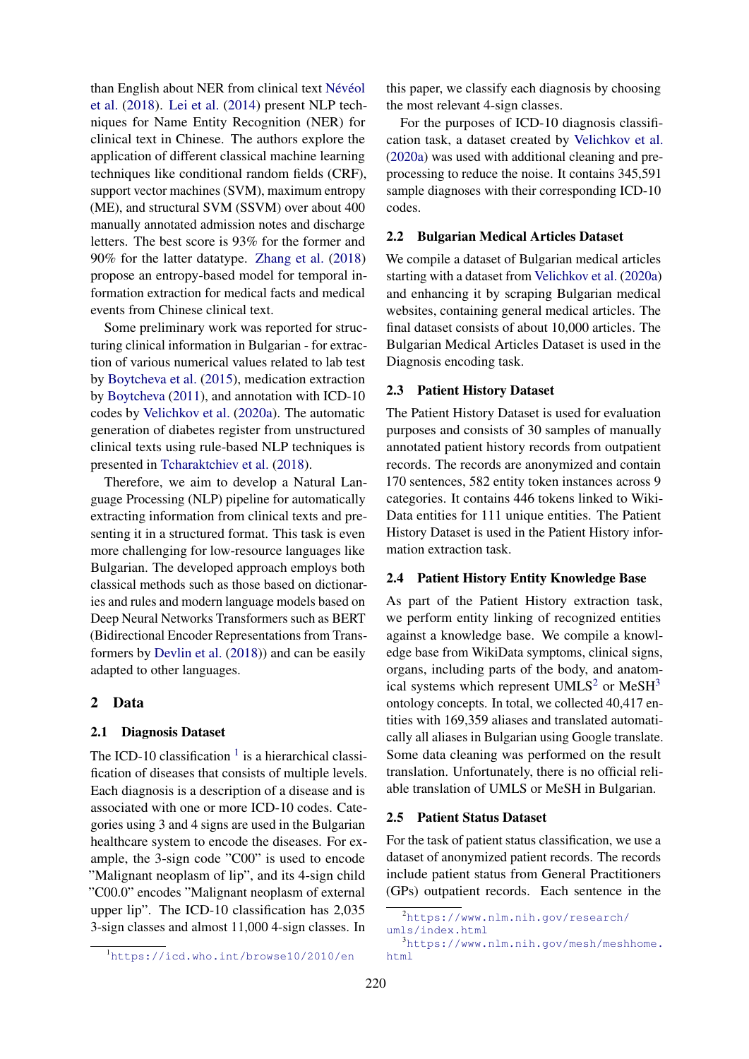than English about NER from clinical text Névéol et al. (2018). Lei et al. (2014) present NLP techniques for Name Entity Recognition (NER) for clinical text in Chinese. The authors explore the application of different classical machine learning techniques like conditional random fields (CRF), support vector machines (SVM), maximum entropy (ME), and structural SVM (SSVM) over about 400 manually annotated admission notes and discharge letters. The best score is 93% for the former and 90% for the latter datatype. Zhang et al. (2018) propose an entropy-based model for temporal information extraction for medical facts and medical events from Chinese clinical text.

Some preliminary work was reported for structuring clinical information in Bulgarian - for extraction of various numerical values related to lab test by Boytcheva et al. (2015), medication extraction by Boytcheva (2011), and annotation with ICD-10 codes by Velichkov et al. (2020a). The automatic generation of diabetes register from unstructured clinical texts using rule-based NLP techniques is presented in Tcharaktchiev et al. (2018).

Therefore, we aim to develop a Natural Language Processing (NLP) pipeline for automatically extracting information from clinical texts and presenting it in a structured format. This task is even more challenging for low-resource languages like Bulgarian. The developed approach employs both classical methods such as those based on dictionaries and rules and modern language models based on Deep Neural Networks Transformers such as BERT (Bidirectional Encoder Representations from Transformers by Devlin et al. (2018)) and can be easily adapted to other languages.

## 2 Data

### 2.1 Diagnosis Dataset

The ICD-10 classification [1] is a hierarchical classification of diseases that consists of multiple levels. Each diagnosis is a description of a disease and is associated with one or more ICD-10 codes. Categories using 3 and 4 signs are used in the Bulgarian healthcare system to encode the diseases. For example, the 3-sign code "C00" is used to encode "Malignant neoplasm of lip", and its 4-sign child "C00.0" encodes "Malignant neoplasm of external upper lip". The ICD-10 classification has 2,035 3-sign classes and almost 11,000 4-sign classes. In this paper, we classify each diagnosis by choosing the most relevant 4-sign classes.

For the purposes of ICD-10 diagnosis classification task, a dataset created by Velichkov et al. (2020a) was used with additional cleaning and preprocessing to reduce the noise. It contains 345,591 sample diagnoses with their corresponding ICD-10 codes.

### 2.2 Bulgarian Medical Articles Dataset

We compile a dataset of Bulgarian medical articles starting with a dataset from Velichkov et al. (2020a) and enhancing it by scraping Bulgarian medical websites, containing general medical articles. The final dataset consists of about 10,000 articles. The Bulgarian Medical Articles Dataset is used in the Diagnosis encoding task.

### 2.3 Patient History Dataset

The Patient History Dataset is used for evaluation purposes and consists of 30 samples of manually annotated patient history records from outpatient records. The records are anonymized and contain 170 sentences, 582 entity token instances across 9 categories. It contains 446 tokens linked to WikiData entities for 111 unique entities. The Patient History Dataset is used in the Patient History information extraction task.

### 2.4 Patient History Entity Knowledge Base

As part of the Patient History extraction task, we perform entity linking of recognized entities against a knowledge base. We compile a knowledge base from WikiData symptoms, clinical signs, organs, including parts of the body, and anatomical systems which represent UMLS[2] or MeSH[3] ontology concepts. In total, we collected 40,417 entities with 169,359 aliases and translated automatically all aliases in Bulgarian using Google translate. Some data cleaning was performed on the result translation. Unfortunately, there is no official reliable translation of UMLS or MeSH in Bulgarian.

### 2.5 Patient Status Dataset

For the task of patient status classification, we use a dataset of anonymized patient records. The records include patient status from General Practitioners (GPs) outpatient records. Each sentence in the

[1] https://icd.who.int/browse10/2010/en

[2] https://www.nlm.nih.gov/research/umls/index.html

[3] https://www.nlm.nih.gov/mesh/meshhome.html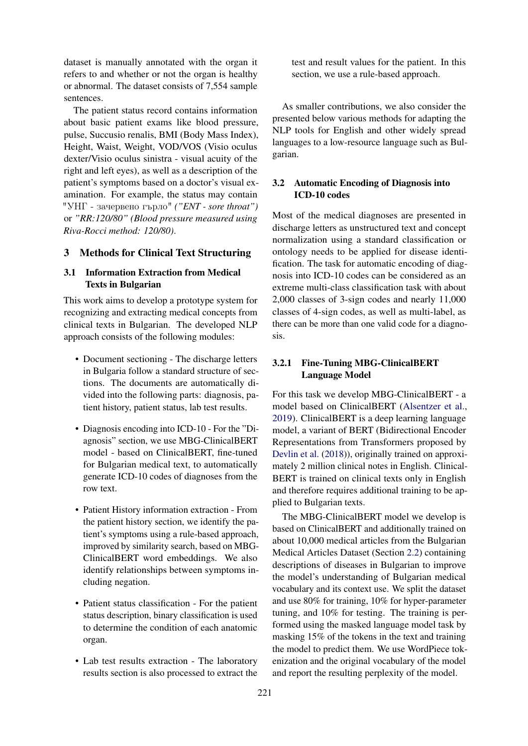dataset is manually annotated with the organ it refers to and whether or not the organ is healthy or abnormal. The dataset consists of 7,554 sample sentences.

The patient status record contains information about basic patient exams like blood pressure, pulse, Succusio renalis, BMI (Body Mass Index), Height, Waist, Weight, VOD/VOS (Visio oculus dexter/Visio oculus sinistra - visual acuity of the right and left eyes), as well as a description of the patient's symptoms based on a doctor's visual examination. For example, the status may contain "УНГ - зачервено гърло" *("ENT - sore throat")* or *"RR:120/80" (Blood pressure measured using Riva-Rocci method: 120/80)*.

# 3 Methods for Clinical Text Structuring

## 3.1 Information Extraction from Medical Texts in Bulgarian

This work aims to develop a prototype system for recognizing and extracting medical concepts from clinical texts in Bulgarian. The developed NLP approach consists of the following modules:

- Document sectioning - The discharge letters in Bulgaria follow a standard structure of sections. The documents are automatically divided into the following parts: diagnosis, patient history, patient status, lab test results.
- Diagnosis encoding into ICD-10 - For the "Diagnosis" section, we use MBG-ClinicalBERT model - based on ClinicalBERT, fine-tuned for Bulgarian medical text, to automatically generate ICD-10 codes of diagnoses from the row text.
- Patient History information extraction - From the patient history section, we identify the patient's symptoms using a rule-based approach, improved by similarity search, based on MBG-ClinicalBERT word embeddings. We also identify relationships between symptoms including negation.
- Patient status classification - For the patient status description, binary classification is used to determine the condition of each anatomic organ.
- Lab test results extraction - The laboratory results section is also processed to extract the test and result values for the patient. In this section, we use a rule-based approach.

As smaller contributions, we also consider the presented below various methods for adapting the NLP tools for English and other widely spread languages to a low-resource language such as Bulgarian.

## 3.2 Automatic Encoding of Diagnosis into ICD-10 codes

Most of the medical diagnoses are presented in discharge letters as unstructured text and concept normalization using a standard classification or ontology needs to be applied for disease identification. The task for automatic encoding of diagnosis into ICD-10 codes can be considered as an extreme multi-class classification task with about 2,000 classes of 3-sign codes and nearly 11,000 classes of 4-sign codes, as well as multi-label, as there can be more than one valid code for a diagnosis.

### 3.2.1 Fine-Tuning MBG-ClinicalBERT Language Model

For this task we develop MBG-ClinicalBERT - a model based on ClinicalBERT (Alsentzer et al., 2019). ClinicalBERT is a deep learning language model, a variant of BERT (Bidirectional Encoder Representations from Transformers proposed by Devlin et al. (2018)), originally trained on approximately 2 million clinical notes in English. ClinicalBERT is trained on clinical texts only in English and therefore requires additional training to be applied to Bulgarian texts.

The MBG-ClinicalBERT model we develop is based on ClinicalBERT and additionally trained on about 10,000 medical articles from the Bulgarian Medical Articles Dataset (Section 2.2) containing descriptions of diseases in Bulgarian to improve the model's understanding of Bulgarian medical vocabulary and its context use. We split the dataset and use 80% for training, 10% for hyper-parameter tuning, and 10% for testing. The training is performed using the masked language model task by masking 15% of the tokens in the text and training the model to predict them. We use WordPiece tokenization and the original vocabulary of the model and report the resulting perplexity of the model.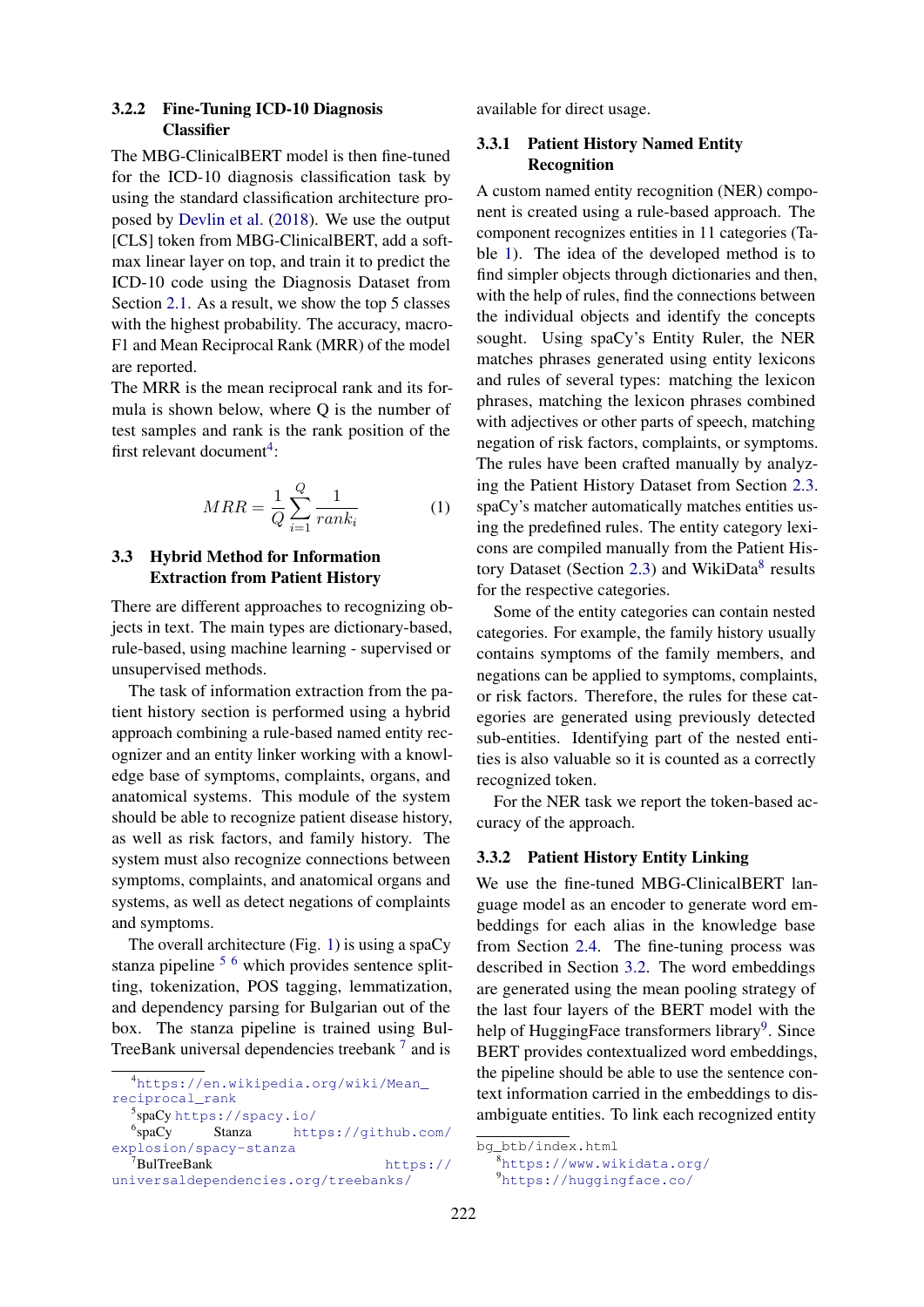### 3.2.2 Fine-Tuning ICD-10 Diagnosis Classifier

The MBG-ClinicalBERT model is then fine-tuned for the ICD-10 diagnosis classification task by using the standard classification architecture proposed by Devlin et al. (2018). We use the output [CLS] token from MBG-ClinicalBERT, add a softmax linear layer on top, and train it to predict the ICD-10 code using the Diagnosis Dataset from Section 2.1. As a result, we show the top 5 classes with the highest probability. The accuracy, macro-F1 and Mean Reciprocal Rank (MRR) of the model are reported.

The MRR is the mean reciprocal rank and its formula is shown below, where Q is the number of test samples and rank is the rank position of the first relevant document[4]:

$$MRR = \frac{1}{Q}\sum_{i=1}^{Q}\frac{1}{rank_i} \quad (1)$$

## 3.3 Hybrid Method for Information Extraction from Patient History

There are different approaches to recognizing objects in text. The main types are dictionary-based, rule-based, using machine learning - supervised or unsupervised methods.

The task of information extraction from the patient history section is performed using a hybrid approach combining a rule-based named entity recognizer and an entity linker working with a knowledge base of symptoms, complaints, organs, and anatomical systems. This module of the system should be able to recognize patient disease history, as well as risk factors, and family history. The system must also recognize connections between symptoms, complaints, and anatomical organs and systems, as well as detect negations of complaints and symptoms.

The overall architecture (Fig. 1) is using a spaCy stanza pipeline [5] [6] which provides sentence splitting, tokenization, POS tagging, lemmatization, and dependency parsing for Bulgarian out of the box. The stanza pipeline is trained using BulTreeBank universal dependencies treebank [7] and is available for direct usage.

### 3.3.1 Patient History Named Entity Recognition

A custom named entity recognition (NER) component is created using a rule-based approach. The component recognizes entities in 11 categories (Table 1). The idea of the developed method is to find simpler objects through dictionaries and then, with the help of rules, find the connections between the individual objects and identify the concepts sought. Using spaCy's Entity Ruler, the NER matches phrases generated using entity lexicons and rules of several types: matching the lexicon phrases, matching the lexicon phrases combined with adjectives or other parts of speech, matching negation of risk factors, complaints, or symptoms. The rules have been crafted manually by analyzing the Patient History Dataset from Section 2.3. spaCy's matcher automatically matches entities using the predefined rules. The entity category lexicons are compiled manually from the Patient History Dataset (Section 2.3) and WikiData[8] results for the respective categories.

Some of the entity categories can contain nested categories. For example, the family history usually contains symptoms of the family members, and negations can be applied to symptoms, complaints, or risk factors. Therefore, the rules for these categories are generated using previously detected sub-entities. Identifying part of the nested entities is also valuable so it is counted as a correctly recognized token.

For the NER task we report the token-based accuracy of the approach.

### 3.3.2 Patient History Entity Linking

We use the fine-tuned MBG-ClinicalBERT language model as an encoder to generate word embeddings for each alias in the knowledge base from Section 2.4. The fine-tuning process was described in Section 3.2. The word embeddings are generated using the mean pooling strategy of the last four layers of the BERT model with the help of HuggingFace transformers library[9]. Since BERT provides contextualized word embeddings, the pipeline should be able to use the sentence context information carried in the embeddings to disambiguate entities. To link each recognized entity

---

[4] https://en.wikipedia.org/wiki/Mean_reciprocal_rank

[5] spaCy https://spacy.io/

[6] spaCy Stanza https://github.com/explosion/spacy-stanza

[7] BulTreeBank https://universaldependencies.org/treebanks/bg_btb/index.html

[8] https://www.wikidata.org/

[9] https://huggingface.co/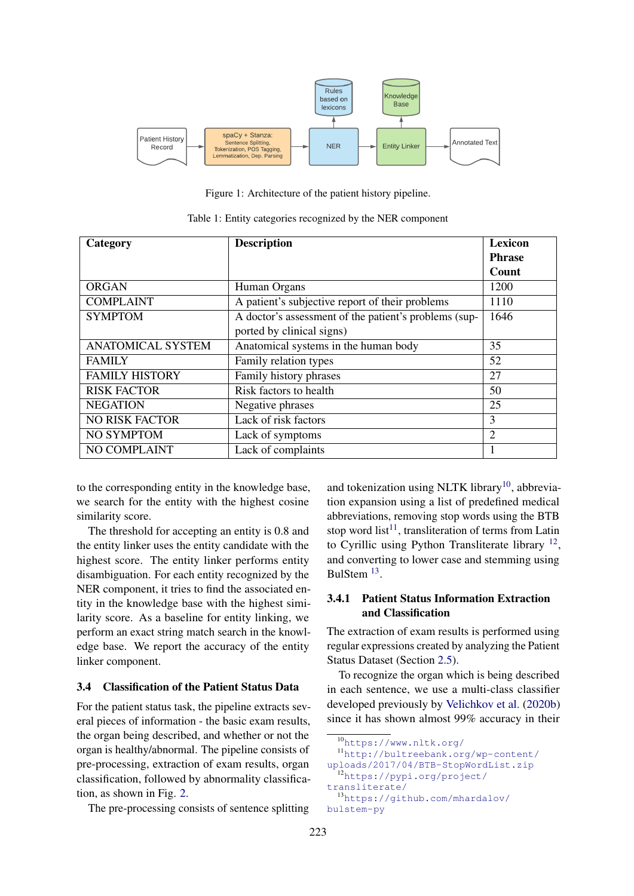Figure 1: Architecture of the patient history pipeline.

Table 1: Entity categories recognized by the NER component

| Category | Description | Lexicon Phrase Count |
|---|---|---|
| ORGAN | Human Organs | 1200 |
| COMPLAINT | A patient's subjective report of their problems | 1110 |
| SYMPTOM | A doctor's assessment of the patient's problems (supported by clinical signs) | 1646 |
| ANATOMICAL SYSTEM | Anatomical systems in the human body | 35 |
| FAMILY | Family relation types | 52 |
| FAMILY HISTORY | Family history phrases | 27 |
| RISK FACTOR | Risk factors to health | 50 |
| NEGATION | Negative phrases | 25 |
| NO RISK FACTOR | Lack of risk factors | 3 |
| NO SYMPTOM | Lack of symptoms | 2 |
| NO COMPLAINT | Lack of complaints | 1 |

to the corresponding entity in the knowledge base, we search for the entity with the highest cosine similarity score.

The threshold for accepting an entity is 0.8 and the entity linker uses the entity candidate with the highest score. The entity linker performs entity disambiguation. For each entity recognized by the NER component, it tries to find the associated entity in the knowledge base with the highest similarity score. As a baseline for entity linking, we perform an exact string match search in the knowledge base. We report the accuracy of the entity linker component.

### 3.4 Classification of the Patient Status Data

For the patient status task, the pipeline extracts several pieces of information - the basic exam results, the organ being described, and whether or not the organ is healthy/abnormal. The pipeline consists of pre-processing, extraction of exam results, organ classification, followed by abnormality classification, as shown in Fig. 2.

The pre-processing consists of sentence splitting and tokenization using NLTK library[10], abbreviation expansion using a list of predefined medical abbreviations, removing stop words using the BTB stop word list[11], transliteration of terms from Latin to Cyrillic using Python Transliterate library [12], and converting to lower case and stemming using BulStem [13].

#### 3.4.1 Patient Status Information Extraction and Classification

The extraction of exam results is performed using regular expressions created by analyzing the Patient Status Dataset (Section 2.5).

To recognize the organ which is being described in each sentence, we use a multi-class classifier developed previously by Velichkov et al. (2020b) since it has shown almost 99% accuracy in their

[10] https://www.nltk.org/
[11] http://bultreebank.org/wp-content/uploads/2017/04/BTB-StopWordList.zip
[12] https://pypi.org/project/transliterate/
[13] https://github.com/mhardalov/bulstem-py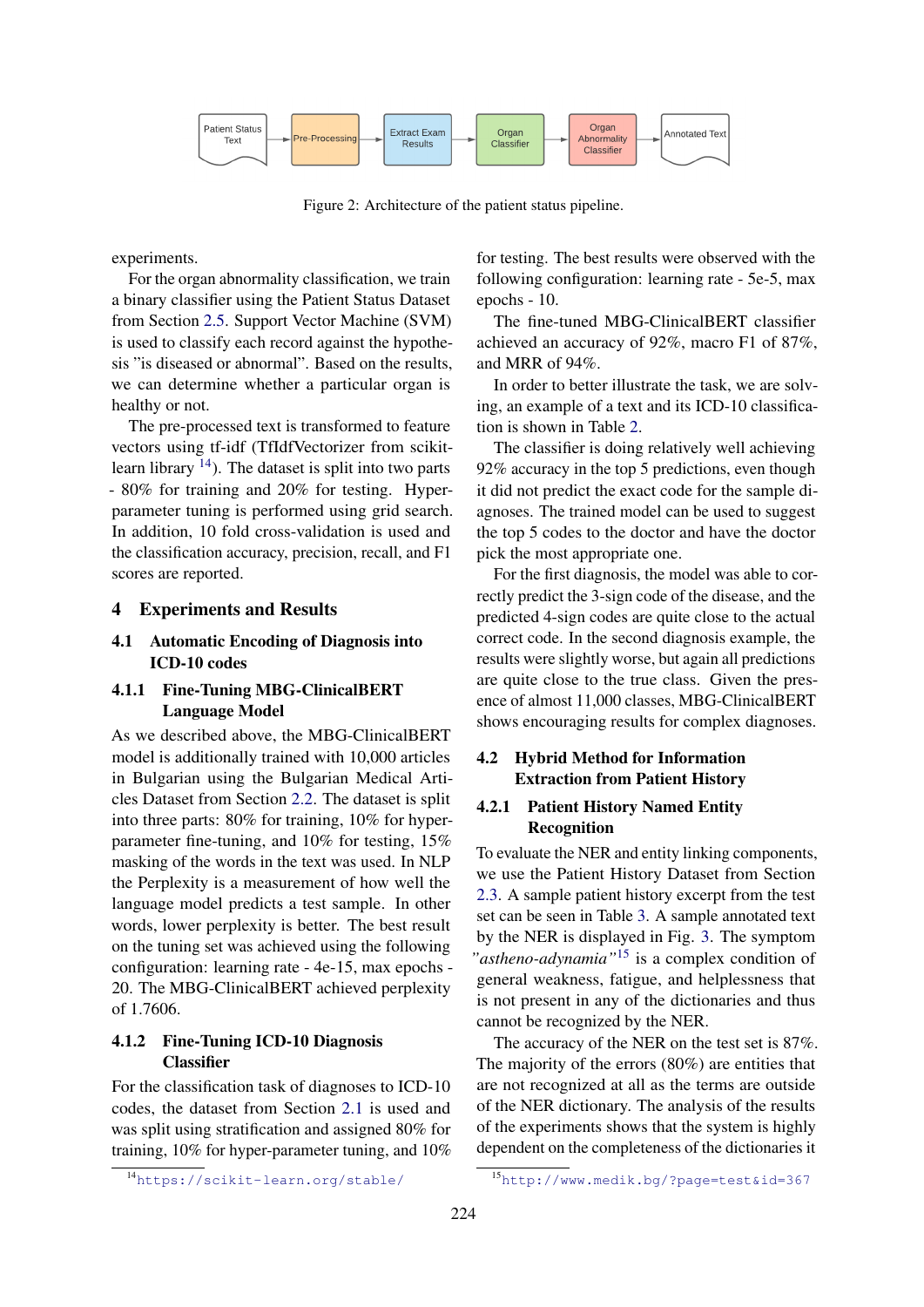Figure 2: Architecture of the patient status pipeline.

experiments.

For the organ abnormality classification, we train a binary classifier using the Patient Status Dataset from Section 2.5. Support Vector Machine (SVM) is used to classify each record against the hypothesis "is diseased or abnormal". Based on the results, we can determine whether a particular organ is healthy or not.

The pre-processed text is transformed to feature vectors using tf-idf (TfIdfVectorizer from scikit-learn library [14]). The dataset is split into two parts - 80% for training and 20% for testing. Hyper-parameter tuning is performed using grid search. In addition, 10 fold cross-validation is used and the classification accuracy, precision, recall, and F1 scores are reported.

# 4 Experiments and Results

## 4.1 Automatic Encoding of Diagnosis into ICD-10 codes

### 4.1.1 Fine-Tuning MBG-ClinicalBERT Language Model

As we described above, the MBG-ClinicalBERT model is additionally trained with 10,000 articles in Bulgarian using the Bulgarian Medical Articles Dataset from Section 2.2. The dataset is split into three parts: 80% for training, 10% for hyper-parameter fine-tuning, and 10% for testing, 15% masking of the words in the text was used. In NLP the Perplexity is a measurement of how well the language model predicts a test sample. In other words, lower perplexity is better. The best result on the tuning set was achieved using the following configuration: learning rate - 4e-15, max epochs - 20. The MBG-ClinicalBERT achieved perplexity of 1.7606.

### 4.1.2 Fine-Tuning ICD-10 Diagnosis Classifier

For the classification task of diagnoses to ICD-10 codes, the dataset from Section 2.1 is used and was split using stratification and assigned 80% for training, 10% for hyper-parameter tuning, and 10% for testing. The best results were observed with the following configuration: learning rate - 5e-5, max epochs - 10.

The fine-tuned MBG-ClinicalBERT classifier achieved an accuracy of 92%, macro F1 of 87%, and MRR of 94%.

In order to better illustrate the task, we are solving, an example of a text and its ICD-10 classification is shown in Table 2.

The classifier is doing relatively well achieving 92% accuracy in the top 5 predictions, even though it did not predict the exact code for the sample diagnoses. The trained model can be used to suggest the top 5 codes to the doctor and have the doctor pick the most appropriate one.

For the first diagnosis, the model was able to correctly predict the 3-sign code of the disease, and the predicted 4-sign codes are quite close to the actual correct code. In the second diagnosis example, the results were slightly worse, but again all predictions are quite close to the true class. Given the presence of almost 11,000 classes, MBG-ClinicalBERT shows encouraging results for complex diagnoses.

## 4.2 Hybrid Method for Information Extraction from Patient History

### 4.2.1 Patient History Named Entity Recognition

To evaluate the NER and entity linking components, we use the Patient History Dataset from Section 2.3. A sample patient history excerpt from the test set can be seen in Table 3. A sample annotated text by the NER is displayed in Fig. 3. The symptom *"astheno-adynamia"*[15] is a complex condition of general weakness, fatigue, and helplessness that is not present in any of the dictionaries and thus cannot be recognized by the NER.

The accuracy of the NER on the test set is 87%. The majority of the errors (80%) are entities that are not recognized at all as the terms are outside of the NER dictionary. The analysis of the results of the experiments shows that the system is highly dependent on the completeness of the dictionaries it

[14] https://scikit-learn.org/stable/

[15] http://www.medik.bg/?page=test&id=367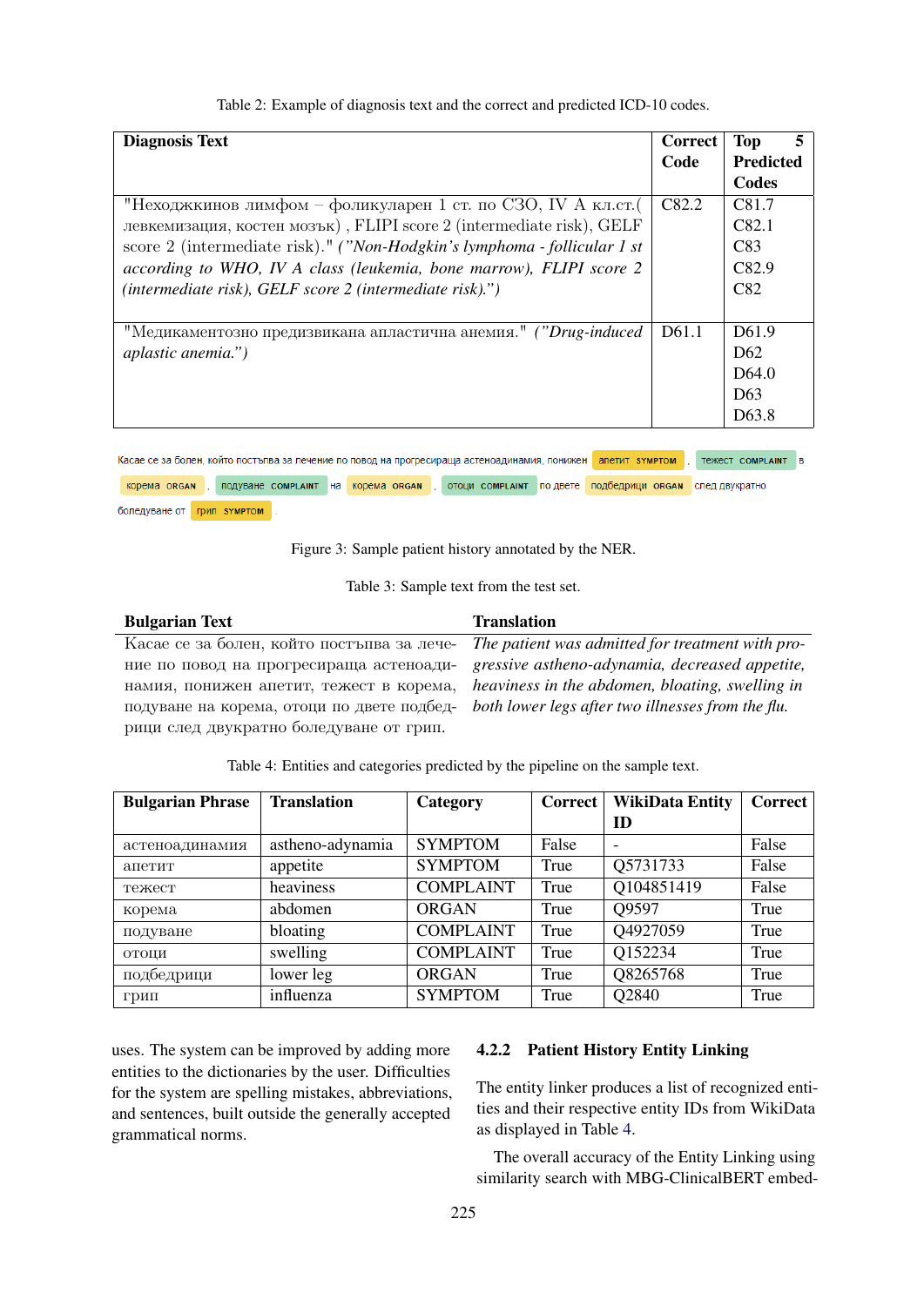Table 2: Example of diagnosis text and the correct and predicted ICD-10 codes.

| Diagnosis Text | Correct Code | Top 5 Predicted Codes |
|---|---|---|
| "Неходжкинов лимфом – фоликуларен 1 ст. по СЗО, IV А кл.ст.( левкемизация, костен мозък) , FLIPI score 2 (intermediate risk), GELF score 2 (intermediate risk)." *("Non-Hodgkin's lymphoma - follicular 1 st according to WHO, IV A class (leukemia, bone marrow), FLIPI score 2 (intermediate risk), GELF score 2 (intermediate risk).")* | C82.2 | C81.7<br>C82.1<br>C83<br>C82.9<br>C82 |
| "Медикаментозно предизвикана апластична анемия." *("Drug-induced aplastic anemia.")* | D61.1 | D61.9<br>D62<br>D64.0<br>D63<br>D63.8 |

Касае се за болен, който постъпва за лечение по повод на прогресираща астеноадинамия, понижен апетит SYMPTOM , тежест COMPLAINT в корема ORGAN , подуване COMPLAINT на корема ORGAN , отоци COMPLAINT по двете подбедрици ORGAN след двукратно боледуване от грип SYMPTOM .

Figure 3: Sample patient history annotated by the NER.

Table 3: Sample text from the test set.

| Bulgarian Text | Translation |
|---|---|
| Касае се за болен, който постъпва за лечение по повод на прогресираща астеноадинамия, понижен апетит, тежест в корема, подуване на корема, отоци по двете подбедрици след двукратно боледуване от грип. | *The patient was admitted for treatment with progressive astheno-adynamia, decreased appetite, heaviness in the abdomen, bloating, swelling in both lower legs after two illnesses from the flu.* |

Table 4: Entities and categories predicted by the pipeline on the sample text.

| Bulgarian Phrase | Translation | Category | Correct | WikiData Entity ID | Correct |
|---|---|---|---|---|---|
| астеноадинамия | astheno-adynamia | SYMPTOM | False | - | False |
| апетит | appetite | SYMPTOM | True | Q5731733 | False |
| тежест | heaviness | COMPLAINT | True | Q104851419 | False |
| корема | abdomen | ORGAN | True | Q9597 | True |
| подуване | bloating | COMPLAINT | True | Q4927059 | True |
| отоци | swelling | COMPLAINT | True | Q152234 | True |
| подбедрици | lower leg | ORGAN | True | Q8265768 | True |
| грип | influenza | SYMPTOM | True | Q2840 | True |

uses. The system can be improved by adding more entities to the dictionaries by the user. Difficulties for the system are spelling mistakes, abbreviations, and sentences, built outside the generally accepted grammatical norms.

#### 4.2.2 Patient History Entity Linking

The entity linker produces a list of recognized entities and their respective entity IDs from WikiData as displayed in Table 4.

The overall accuracy of the Entity Linking using similarity search with MBG-ClinicalBERT embed-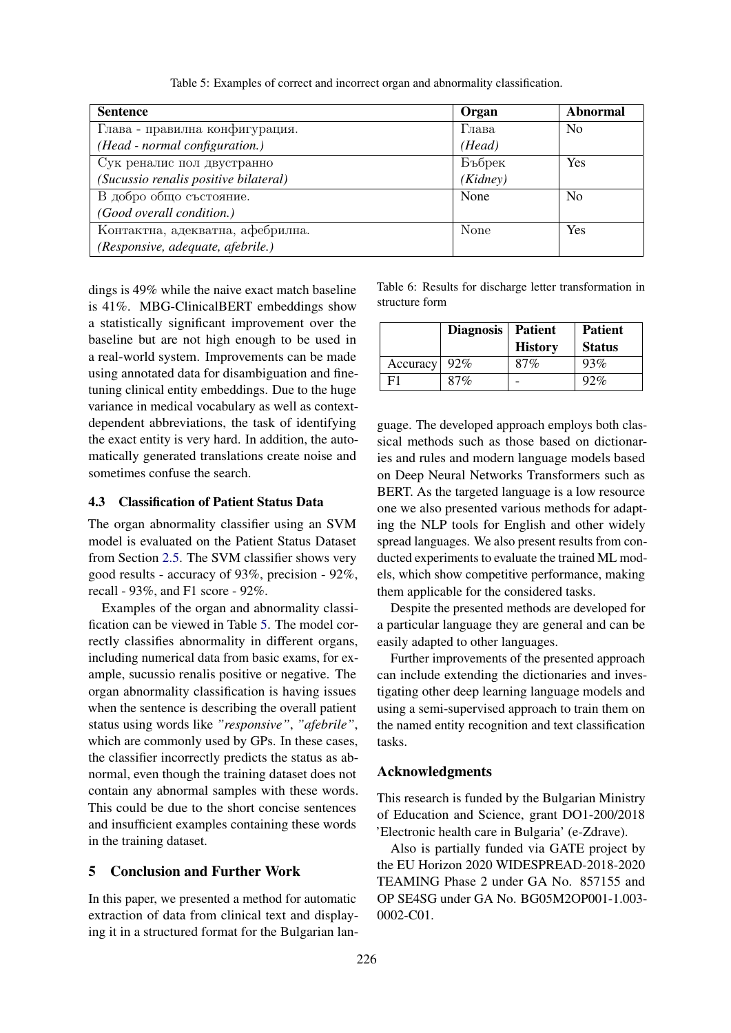Table 5: Examples of correct and incorrect organ and abnormality classification.

| Sentence | Organ | Abnormal |
|---|---|---|
| Глава - правилна конфигурация. *(Head - normal configuration.)* | Глава *(Head)* | No |
| Сук реналис пол двустранно *(Sucussio renalis positive bilateral)* | Бъбрек *(Kidney)* | Yes |
| В добро общо състояние. *(Good overall condition.)* | None | No |
| Контактна, адекватна, афебрилна. *(Responsive, adequate, afebrile.)* | None | Yes |

dings is 49% while the naive exact match baseline is 41%. MBG-ClinicalBERT embeddings show a statistically significant improvement over the baseline but are not high enough to be used in a real-world system. Improvements can be made using annotated data for disambiguation and fine-tuning clinical entity embeddings. Due to the huge variance in medical vocabulary as well as context-dependent abbreviations, the task of identifying the exact entity is very hard. In addition, the automatically generated translations create noise and sometimes confuse the search.

### 4.3 Classification of Patient Status Data

The organ abnormality classifier using an SVM model is evaluated on the Patient Status Dataset from Section 2.5. The SVM classifier shows very good results - accuracy of 93%, precision - 92%, recall - 93%, and F1 score - 92%.

Examples of the organ and abnormality classification can be viewed in Table 5. The model correctly classifies abnormality in different organs, including numerical data from basic exams, for example, sucussio renalis positive or negative. The organ abnormality classification is having issues when the sentence is describing the overall patient status using words like *"responsive"*, *"afebrile"*, which are commonly used by GPs. In these cases, the classifier incorrectly predicts the status as abnormal, even though the training dataset does not contain any abnormal samples with these words. This could be due to the short concise sentences and insufficient examples containing these words in the training dataset.

## 5 Conclusion and Further Work

In this paper, we presented a method for automatic extraction of data from clinical text and displaying it in a structured format for the Bulgarian language. The developed approach employs both classical methods such as those based on dictionaries and rules and modern language models based on Deep Neural Networks Transformers such as BERT. As the targeted language is a low resource one we also presented various methods for adapting the NLP tools for English and other widely spread languages. We also present results from conducted experiments to evaluate the trained ML models, which show competitive performance, making them applicable for the considered tasks.

Table 6: Results for discharge letter transformation in structure form

| | Diagnosis | Patient History | Patient Status |
|---|---|---|---|
| Accuracy | 92% | 87% | 93% |
| F1 | 87% | - | 92% |

Despite the presented methods are developed for a particular language they are general and can be easily adapted to other languages.

Further improvements of the presented approach can include extending the dictionaries and investigating other deep learning language models and using a semi-supervised approach to train them on the named entity recognition and text classification tasks.

## Acknowledgments

This research is funded by the Bulgarian Ministry of Education and Science, grant DO1-200/2018 'Electronic health care in Bulgaria' (e-Zdrave).

Also is partially funded via GATE project by the EU Horizon 2020 WIDESPREAD-2018-2020 TEAMING Phase 2 under GA No. 857155 and OP SE4SG under GA No. BG05M2OP001-1.003-0002-C01.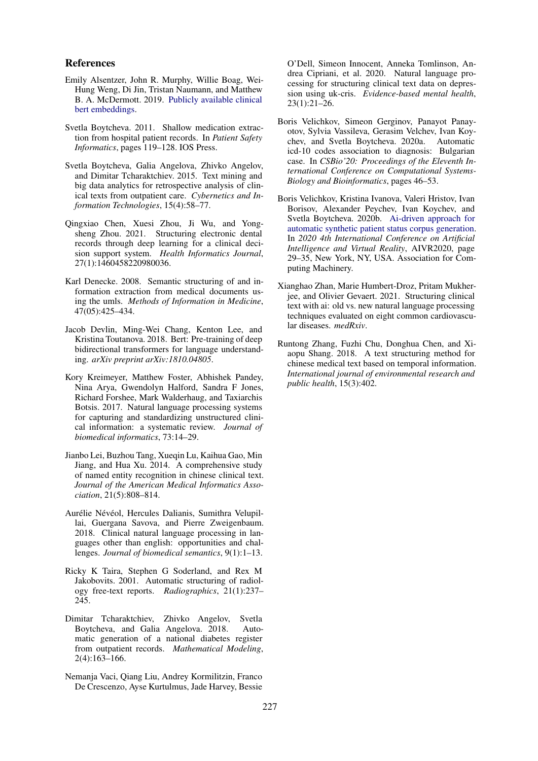## References

Emily Alsentzer, John R. Murphy, Willie Boag, Wei-Hung Weng, Di Jin, Tristan Naumann, and Matthew B. A. McDermott. 2019. Publicly available clinical bert embeddings.

Svetla Boytcheva. 2011. Shallow medication extraction from hospital patient records. In *Patient Safety Informatics*, pages 119–128. IOS Press.

Svetla Boytcheva, Galia Angelova, Zhivko Angelov, and Dimitar Tcharaktchiev. 2015. Text mining and big data analytics for retrospective analysis of clinical texts from outpatient care. *Cybernetics and Information Technologies*, 15(4):58–77.

Qingxiao Chen, Xuesi Zhou, Ji Wu, and Yongsheng Zhou. 2021. Structuring electronic dental records through deep learning for a clinical decision support system. *Health Informatics Journal*, 27(1):1460458220980036.

Karl Denecke. 2008. Semantic structuring of and information extraction from medical documents using the umls. *Methods of Information in Medicine*, 47(05):425–434.

Jacob Devlin, Ming-Wei Chang, Kenton Lee, and Kristina Toutanova. 2018. Bert: Pre-training of deep bidirectional transformers for language understanding. *arXiv preprint arXiv:1810.04805*.

Kory Kreimeyer, Matthew Foster, Abhishek Pandey, Nina Arya, Gwendolyn Halford, Sandra F Jones, Richard Forshee, Mark Walderhaug, and Taxiarchis Botsis. 2017. Natural language processing systems for capturing and standardizing unstructured clinical information: a systematic review. *Journal of biomedical informatics*, 73:14–29.

Jianbo Lei, Buzhou Tang, Xueqin Lu, Kaihua Gao, Min Jiang, and Hua Xu. 2014. A comprehensive study of named entity recognition in chinese clinical text. *Journal of the American Medical Informatics Association*, 21(5):808–814.

Aurélie Névéol, Hercules Dalianis, Sumithra Velupillai, Guergana Savova, and Pierre Zweigenbaum. 2018. Clinical natural language processing in languages other than english: opportunities and challenges. *Journal of biomedical semantics*, 9(1):1–13.

Ricky K Taira, Stephen G Soderland, and Rex M Jakobovits. 2001. Automatic structuring of radiology free-text reports. *Radiographics*, 21(1):237–245.

Dimitar Tcharaktchiev, Zhivko Angelov, Svetla Boytcheva, and Galia Angelova. 2018. Automatic generation of a national diabetes register from outpatient records. *Mathematical Modeling*, 2(4):163–166.

Nemanja Vaci, Qiang Liu, Andrey Kormilitzin, Franco De Crescenzo, Ayse Kurtulmus, Jade Harvey, Bessie O'Dell, Simeon Innocent, Anneka Tomlinson, Andrea Cipriani, et al. 2020. Natural language processing for structuring clinical text data on depression using uk-cris. *Evidence-based mental health*, 23(1):21–26.

Boris Velichkov, Simeon Gerginov, Panayot Panayotov, Sylvia Vassileva, Gerasim Velchev, Ivan Koychev, and Svetla Boytcheva. 2020a. Automatic icd-10 codes association to diagnosis: Bulgarian case. In *CSBio'20: Proceedings of the Eleventh International Conference on Computational Systems-Biology and Bioinformatics*, pages 46–53.

Boris Velichkov, Kristina Ivanova, Valeri Hristov, Ivan Borisov, Alexander Peychev, Ivan Koychev, and Svetla Boytcheva. 2020b. Ai-driven approach for automatic synthetic patient status corpus generation. In *2020 4th International Conference on Artificial Intelligence and Virtual Reality*, AIVR2020, page 29–35, New York, NY, USA. Association for Computing Machinery.

Xianghao Zhan, Marie Humbert-Droz, Pritam Mukherjee, and Olivier Gevaert. 2021. Structuring clinical text with ai: old vs. new natural language processing techniques evaluated on eight common cardiovascular diseases. *medRxiv*.

Runtong Zhang, Fuzhi Chu, Donghua Chen, and Xiaopu Shang. 2018. A text structuring method for chinese medical text based on temporal information. *International journal of environmental research and public health*, 15(3):402.